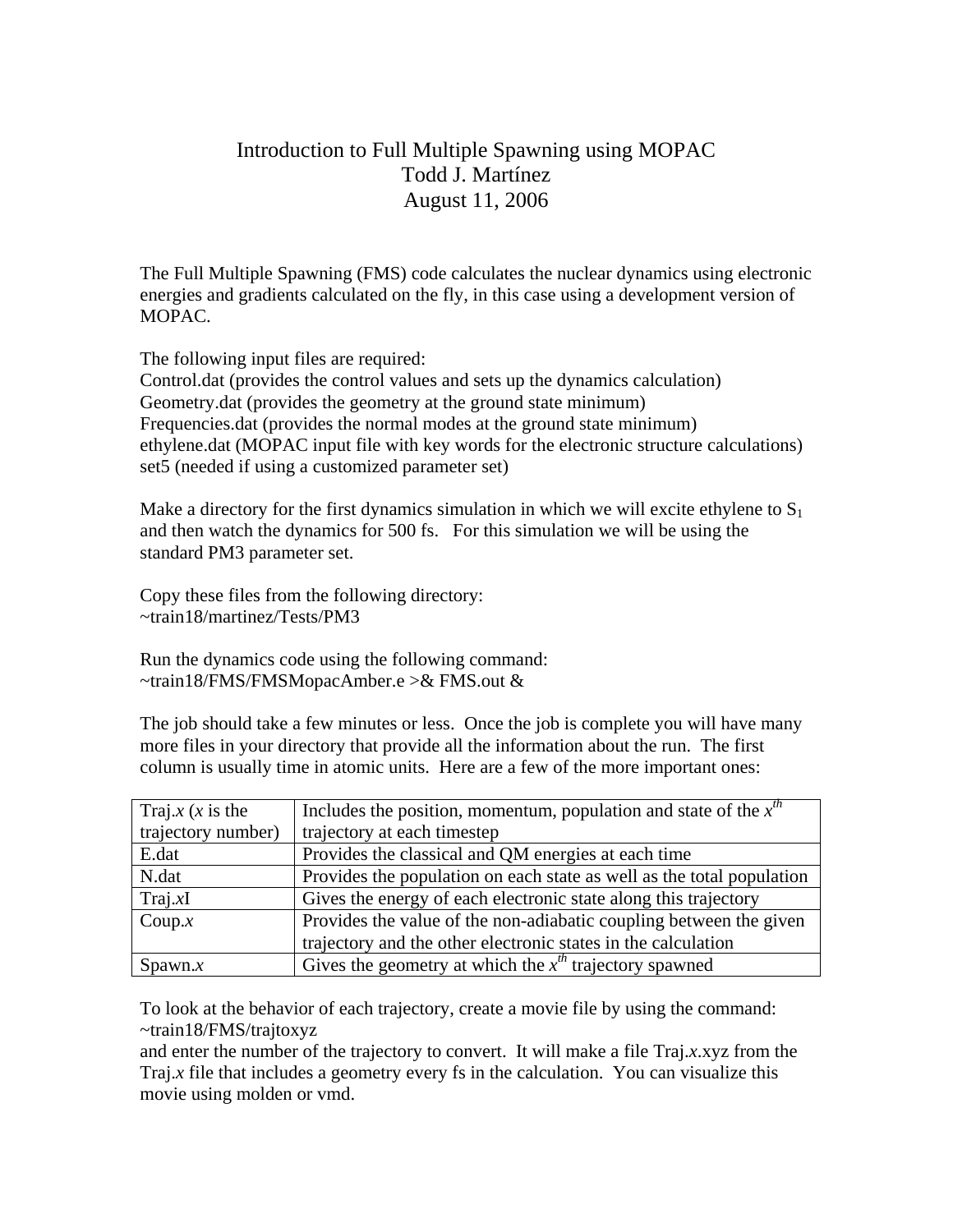# Introduction to Full Multiple Spawning using MOPAC

Todd J. Martínez

August 11, 2006

The Full Multiple Spawning (FMS) code calculates the nuclear dynamics using electronic energies and gradients calculated on the fly, in this case using a development version of MOPAC.

The following input files are required:
Control.dat (provides the control values and sets up the dynamics calculation)
Geometry.dat (provides the geometry at the ground state minimum)
Frequencies.dat (provides the normal modes at the ground state minimum)
ethylene.dat (MOPAC input file with key words for the electronic structure calculations)
set5 (needed if using a customized parameter set)

Make a directory for the first dynamics simulation in which we will excite ethylene to $S_1$ and then watch the dynamics for 500 fs. For this simulation we will be using the standard PM3 parameter set.

Copy these files from the following directory:
~train18/martinez/Tests/PM3

Run the dynamics code using the following command:
~train18/FMS/FMSMopacAmber.e >& FMS.out &

The job should take a few minutes or less. Once the job is complete you will have many more files in your directory that provide all the information about the run. The first column is usually time in atomic units. Here are a few of the more important ones:

| | |
|---|---|
| Traj.*x* (*x* is the trajectory number) | Includes the position, momentum, population and state of the $x^{th}$ trajectory at each timestep |
| E.dat | Provides the classical and QM energies at each time |
| N.dat | Provides the population on each state as well as the total population |
| Traj.*x*I | Gives the energy of each electronic state along this trajectory |
| Coup.*x* | Provides the value of the non-adiabatic coupling between the given trajectory and the other electronic states in the calculation |
| Spawn.*x* | Gives the geometry at which the $x^{th}$ trajectory spawned |

To look at the behavior of each trajectory, create a movie file by using the command:
~train18/FMS/trajtoxyz
and enter the number of the trajectory to convert. It will make a file Traj.*x*.xyz from the Traj.*x* file that includes a geometry every fs in the calculation. You can visualize this movie using molden or vmd.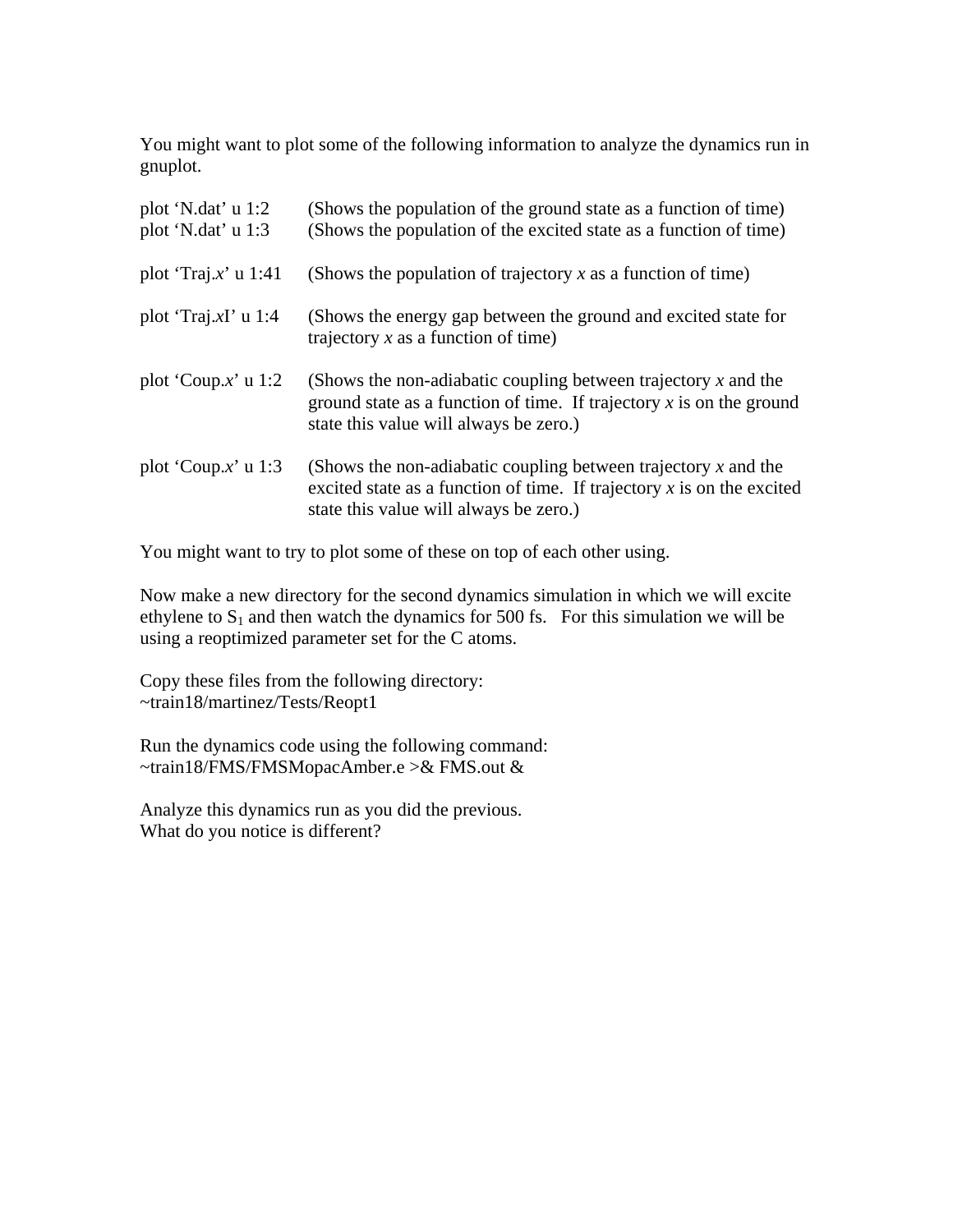You might want to plot some of the following information to analyze the dynamics run in gnuplot.

| | |
|---|---|
| plot ‘N.dat’ u 1:2 | (Shows the population of the ground state as a function of time) |
| plot ‘N.dat’ u 1:3 | (Shows the population of the excited state as a function of time) |
| plot ‘Traj.*x*’ u 1:41 | (Shows the population of trajectory *x* as a function of time) |
| plot ‘Traj.*x*I’ u 1:4 | (Shows the energy gap between the ground and excited state for trajectory *x* as a function of time) |
| plot ‘Coup.*x*’ u 1:2 | (Shows the non-adiabatic coupling between trajectory *x* and the ground state as a function of time. If trajectory *x* is on the ground state this value will always be zero.) |
| plot ‘Coup.*x*’ u 1:3 | (Shows the non-adiabatic coupling between trajectory *x* and the excited state as a function of time. If trajectory *x* is on the excited state this value will always be zero.) |

You might want to try to plot some of these on top of each other using.

Now make a new directory for the second dynamics simulation in which we will excite ethylene to $S_1$ and then watch the dynamics for 500 fs. For this simulation we will be using a reoptimized parameter set for the C atoms.

Copy these files from the following directory:
~train18/martinez/Tests/Reopt1

Run the dynamics code using the following command:
~train18/FMS/FMSMopacAmber.e >& FMS.out &

Analyze this dynamics run as you did the previous.
What do you notice is different?